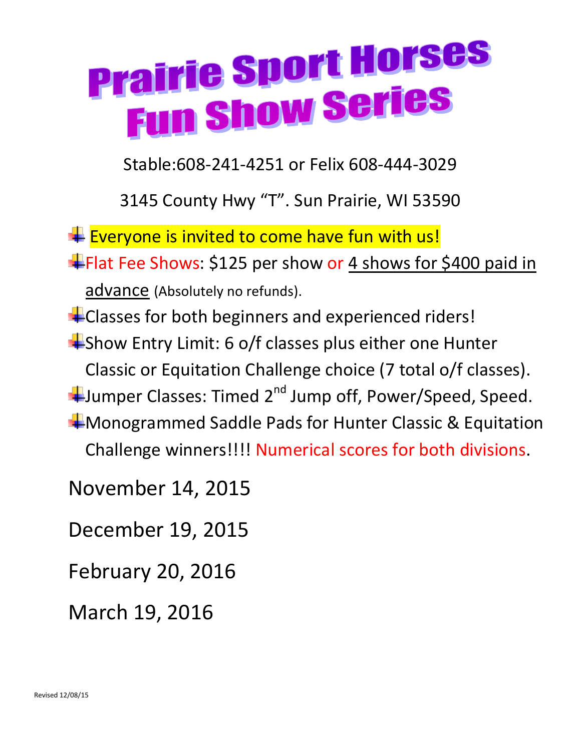# Prairie Sport Horses Fun Show Series

Stable:608-241-4251 or Felix 608-444-3029

3145 County Hwy "T". Sun Prairie, WI 53590

- Everyone is invited to come have fun with us!
- Flat Fee Shows: $125 per show or 4 shows for $400 paid in advance (Absolutely no refunds).
- Classes for both beginners and experienced riders!
- Show Entry Limit: 6 o/f classes plus either one Hunter Classic or Equitation Challenge choice (7 total o/f classes).
- Jumper Classes: Timed 2nd Jump off, Power/Speed, Speed.
- Monogrammed Saddle Pads for Hunter Classic & Equitation Challenge winners!!!! Numerical scores for both divisions.

November 14, 2015

December 19, 2015

February 20, 2016

March 19, 2016

Revised 12/08/15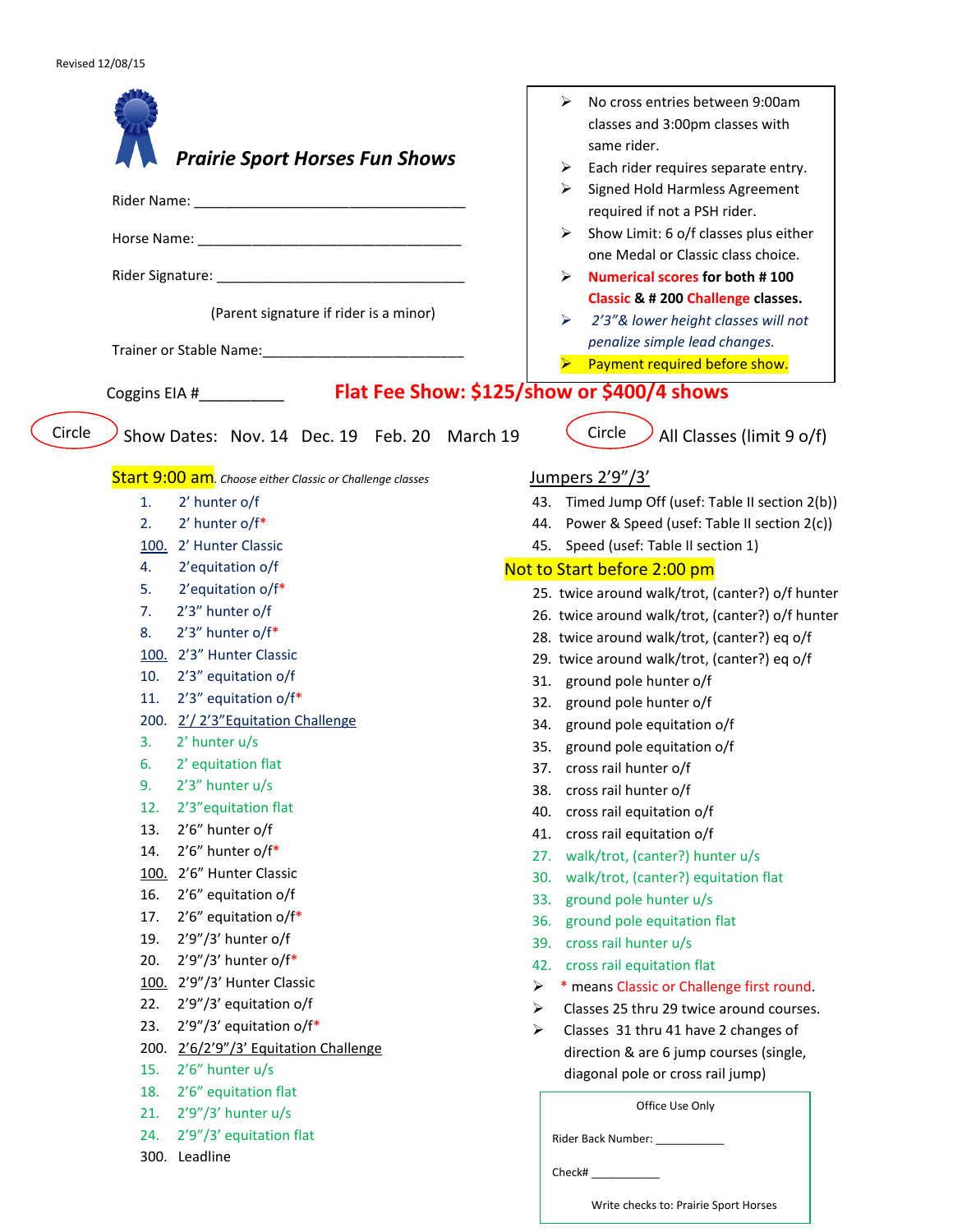Revised 12/08/15

# Prairie Sport Horses Fun Shows

Rider Name: ___________________________________

Horse Name: ___________________________________

Rider Signature: ________________________________

(Parent signature if rider is a minor)

Trainer or Stable Name:_________________________

- No cross entries between 9:00am classes and 3:00pm classes with same rider.
- Each rider requires separate entry.
- Signed Hold Harmless Agreement required if not a PSH rider.
- Show Limit: 6 o/f classes plus either one Medal or Classic class choice.
- **Numerical scores for both # 100 Classic & # 200 Challenge classes.**
- *2'3"& lower height classes will not penalize simple lead changes.*
- Payment required before show.

Coggins EIA #__________

**Flat Fee Show: $125/show or $400/4 shows**

Circle Show Dates: Nov. 14 Dec. 19 Feb. 20 March 19

Circle All Classes (limit 9 o/f)

**Start 9:00 am.** *Choose either Classic or Challenge classes*

1. 2' hunter o/f
2. 2' hunter o/f*

100. 2' Hunter Classic

4. 2'equitation o/f
5. 2'equitation o/f*
7. 2'3" hunter o/f
8. 2'3" hunter o/f*

100. 2'3" Hunter Classic

10. 2'3" equitation o/f
11. 2'3" equitation o/f*

200. 2'/ 2'3"Equitation Challenge

3. 2' hunter u/s
6. 2' equitation flat
9. 2'3" hunter u/s
12. 2'3"equitation flat
13. 2'6" hunter o/f
14. 2'6" hunter o/f*

100. 2'6" Hunter Classic

16. 2'6" equitation o/f
17. 2'6" equitation o/f*
19. 2'9"/3' hunter o/f
20. 2'9"/3' hunter o/f*

100. 2'9"/3' Hunter Classic

22. 2'9"/3' equitation o/f
23. 2'9"/3' equitation o/f*

200. 2'6/2'9"/3' Equitation Challenge

15. 2'6" hunter u/s
18. 2'6" equitation flat
21. 2'9"/3' hunter u/s
24. 2'9"/3' equitation flat

300. Leadline

Jumpers 2'9"/3'

43. Timed Jump Off (usef: Table II section 2(b))
44. Power & Speed (usef: Table II section 2(c))
45. Speed (usef: Table II section 1)

**Not to Start before 2:00 pm**

25. twice around walk/trot, (canter?) o/f hunter
26. twice around walk/trot, (canter?) o/f hunter
28. twice around walk/trot, (canter?) eq o/f
29. twice around walk/trot, (canter?) eq o/f
31. ground pole hunter o/f
32. ground pole hunter o/f
34. ground pole equitation o/f
35. ground pole equitation o/f
37. cross rail hunter o/f
38. cross rail hunter o/f
40. cross rail equitation o/f
41. cross rail equitation o/f
27. walk/trot, (canter?) hunter u/s
30. walk/trot, (canter?) equitation flat
33. ground pole hunter u/s
36. ground pole equitation flat
39. cross rail hunter u/s
42. cross rail equitation flat

- * means Classic or Challenge first round.
- Classes 25 thru 29 twice around courses.
- Classes 31 thru 41 have 2 changes of direction & are 6 jump courses (single, diagonal pole or cross rail jump)

Office Use Only

Rider Back Number: ___________

Check# ___________

Write checks to: Prairie Sport Horses